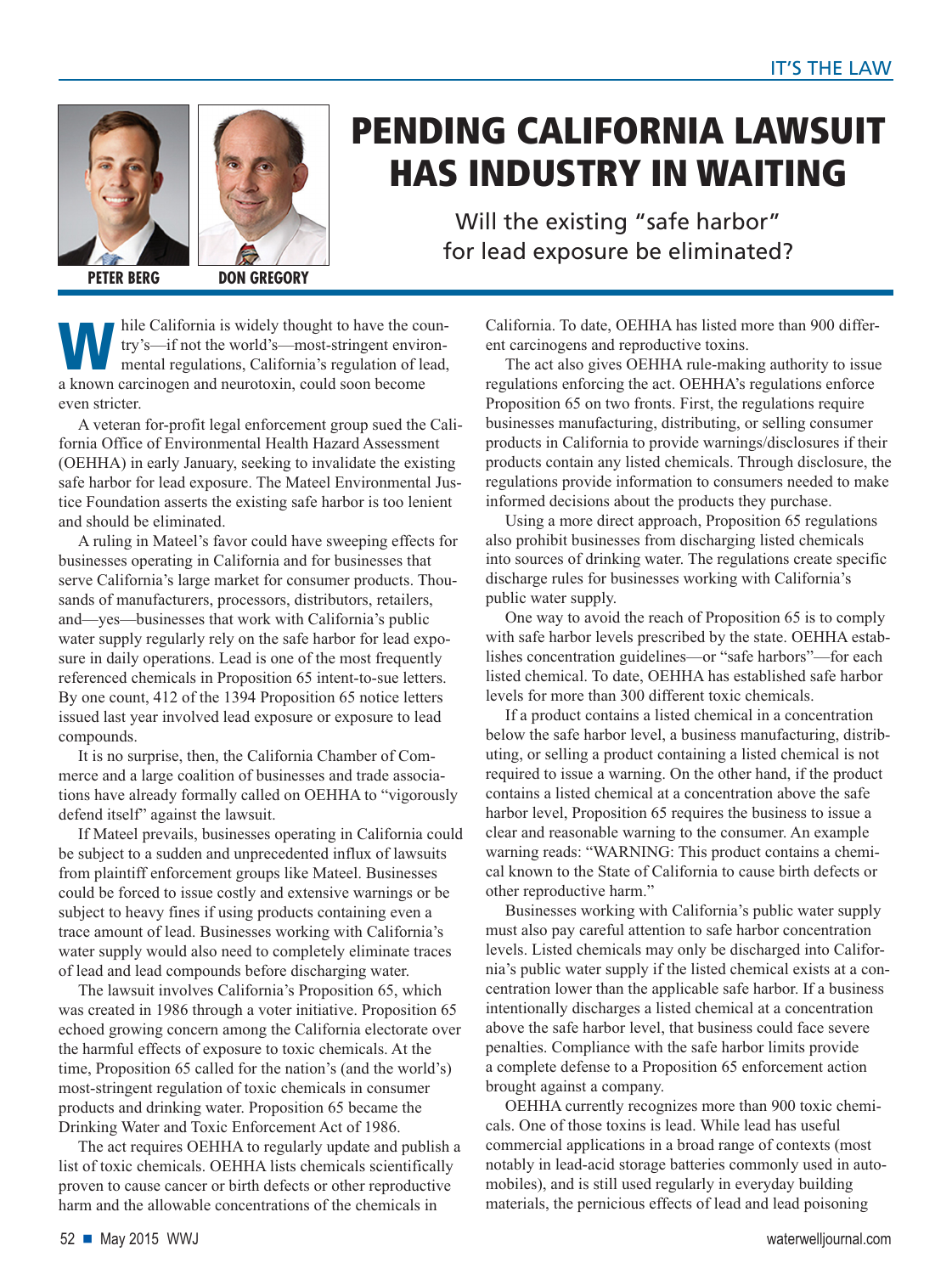# PENDING CALIFORNIA LAWSUIT HAS INDUSTRY IN WAITING

## Will the existing "safe harbor" for lead exposure be eliminated?

**PETER BERG** **DON GREGORY**

While California is widely thought to have the country's—if not the world's—most-stringent environmental regulations, California's regulation of lead, a known carcinogen and neurotoxin, could soon become even stricter.

A veteran for-profit legal enforcement group sued the California Office of Environmental Health Hazard Assessment (OEHHA) in early January, seeking to invalidate the existing safe harbor for lead exposure. The Mateel Environmental Justice Foundation asserts the existing safe harbor is too lenient and should be eliminated.

A ruling in Mateel's favor could have sweeping effects for businesses operating in California and for businesses that serve California's large market for consumer products. Thousands of manufacturers, processors, distributors, retailers, and—yes—businesses that work with California's public water supply regularly rely on the safe harbor for lead exposure in daily operations. Lead is one of the most frequently referenced chemicals in Proposition 65 intent-to-sue letters. By one count, 412 of the 1394 Proposition 65 notice letters issued last year involved lead exposure or exposure to lead compounds.

It is no surprise, then, the California Chamber of Commerce and a large coalition of businesses and trade associations have already formally called on OEHHA to "vigorously defend itself" against the lawsuit.

If Mateel prevails, businesses operating in California could be subject to a sudden and unprecedented influx of lawsuits from plaintiff enforcement groups like Mateel. Businesses could be forced to issue costly and extensive warnings or be subject to heavy fines if using products containing even a trace amount of lead. Businesses working with California's water supply would also need to completely eliminate traces of lead and lead compounds before discharging water.

The lawsuit involves California's Proposition 65, which was created in 1986 through a voter initiative. Proposition 65 echoed growing concern among the California electorate over the harmful effects of exposure to toxic chemicals. At the time, Proposition 65 called for the nation's (and the world's) most-stringent regulation of toxic chemicals in consumer products and drinking water. Proposition 65 became the Drinking Water and Toxic Enforcement Act of 1986.

The act requires OEHHA to regularly update and publish a list of toxic chemicals. OEHHA lists chemicals scientifically proven to cause cancer or birth defects or other reproductive harm and the allowable concentrations of the chemicals in California. To date, OEHHA has listed more than 900 different carcinogens and reproductive toxins.

The act also gives OEHHA rule-making authority to issue regulations enforcing the act. OEHHA's regulations enforce Proposition 65 on two fronts. First, the regulations require businesses manufacturing, distributing, or selling consumer products in California to provide warnings/disclosures if their products contain any listed chemicals. Through disclosure, the regulations provide information to consumers needed to make informed decisions about the products they purchase.

Using a more direct approach, Proposition 65 regulations also prohibit businesses from discharging listed chemicals into sources of drinking water. The regulations create specific discharge rules for businesses working with California's public water supply.

One way to avoid the reach of Proposition 65 is to comply with safe harbor levels prescribed by the state. OEHHA establishes concentration guidelines—or "safe harbors"—for each listed chemical. To date, OEHHA has established safe harbor levels for more than 300 different toxic chemicals.

If a product contains a listed chemical in a concentration below the safe harbor level, a business manufacturing, distributing, or selling a product containing a listed chemical is not required to issue a warning. On the other hand, if the product contains a listed chemical at a concentration above the safe harbor level, Proposition 65 requires the business to issue a clear and reasonable warning to the consumer. An example warning reads: "WARNING: This product contains a chemical known to the State of California to cause birth defects or other reproductive harm."

Businesses working with California's public water supply must also pay careful attention to safe harbor concentration levels. Listed chemicals may only be discharged into California's public water supply if the listed chemical exists at a concentration lower than the applicable safe harbor. If a business intentionally discharges a listed chemical at a concentration above the safe harbor level, that business could face severe penalties. Compliance with the safe harbor limits provide a complete defense to a Proposition 65 enforcement action brought against a company.

OEHHA currently recognizes more than 900 toxic chemicals. One of those toxins is lead. While lead has useful commercial applications in a broad range of contexts (most notably in lead-acid storage batteries commonly used in automobiles), and is still used regularly in everyday building materials, the pernicious effects of lead and lead poisoning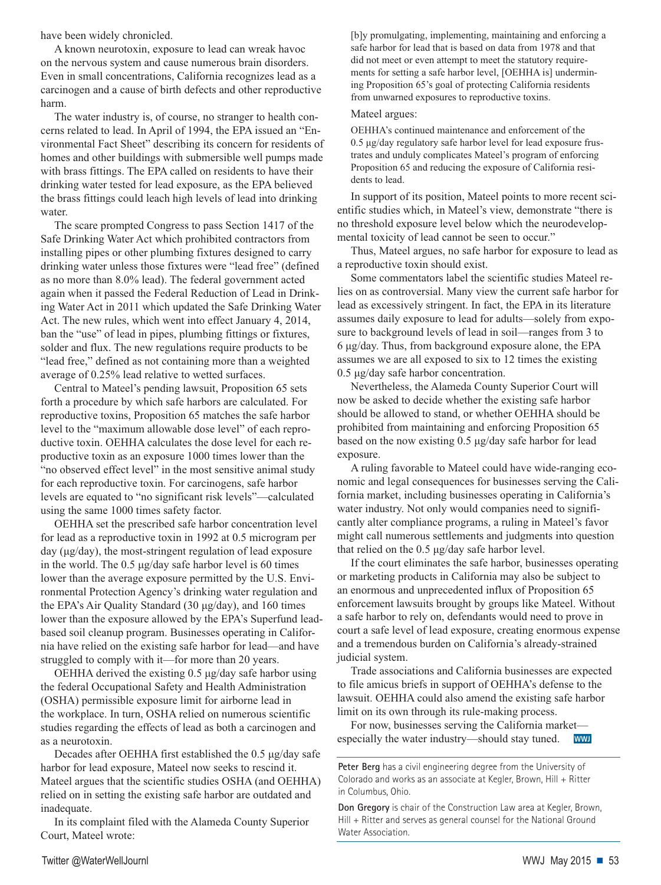have been widely chronicled.

A known neurotoxin, exposure to lead can wreak havoc on the nervous system and cause numerous brain disorders. Even in small concentrations, California recognizes lead as a carcinogen and a cause of birth defects and other reproductive harm.

The water industry is, of course, no stranger to health concerns related to lead. In April of 1994, the EPA issued an "Environmental Fact Sheet" describing its concern for residents of homes and other buildings with submersible well pumps made with brass fittings. The EPA called on residents to have their drinking water tested for lead exposure, as the EPA believed the brass fittings could leach high levels of lead into drinking water.

The scare prompted Congress to pass Section 1417 of the Safe Drinking Water Act which prohibited contractors from installing pipes or other plumbing fixtures designed to carry drinking water unless those fixtures were "lead free" (defined as no more than 8.0% lead). The federal government acted again when it passed the Federal Reduction of Lead in Drinking Water Act in 2011 which updated the Safe Drinking Water Act. The new rules, which went into effect January 4, 2014, ban the "use" of lead in pipes, plumbing fittings or fixtures, solder and flux. The new regulations require products to be "lead free," defined as not containing more than a weighted average of 0.25% lead relative to wetted surfaces.

Central to Mateel's pending lawsuit, Proposition 65 sets forth a procedure by which safe harbors are calculated. For reproductive toxins, Proposition 65 matches the safe harbor level to the "maximum allowable dose level" of each reproductive toxin. OEHHA calculates the dose level for each reproductive toxin as an exposure 1000 times lower than the "no observed effect level" in the most sensitive animal study for each reproductive toxin. For carcinogens, safe harbor levels are equated to "no significant risk levels"—calculated using the same 1000 times safety factor.

OEHHA set the prescribed safe harbor concentration level for lead as a reproductive toxin in 1992 at 0.5 microgram per day (µg/day), the most-stringent regulation of lead exposure in the world. The 0.5 µg/day safe harbor level is 60 times lower than the average exposure permitted by the U.S. Environmental Protection Agency's drinking water regulation and the EPA's Air Quality Standard (30 µg/day), and 160 times lower than the exposure allowed by the EPA's Superfund lead-based soil cleanup program. Businesses operating in California have relied on the existing safe harbor for lead—and have struggled to comply with it—for more than 20 years.

OEHHA derived the existing 0.5 µg/day safe harbor using the federal Occupational Safety and Health Administration (OSHA) permissible exposure limit for airborne lead in the workplace. In turn, OSHA relied on numerous scientific studies regarding the effects of lead as both a carcinogen and as a neurotoxin.

Decades after OEHHA first established the 0.5 µg/day safe harbor for lead exposure, Mateel now seeks to rescind it. Mateel argues that the scientific studies OSHA (and OEHHA) relied on in setting the existing safe harbor are outdated and inadequate.

In its complaint filed with the Alameda County Superior Court, Mateel wrote:

> [b]y promulgating, implementing, maintaining and enforcing a safe harbor for lead that is based on data from 1978 and that did not meet or even attempt to meet the statutory requirements for setting a safe harbor level, [OEHHA is] undermining Proposition 65's goal of protecting California residents from unwarned exposures to reproductive toxins.

Mateel argues:

> OEHHA's continued maintenance and enforcement of the 0.5 µg/day regulatory safe harbor level for lead exposure frustrates and unduly complicates Mateel's program of enforcing Proposition 65 and reducing the exposure of California residents to lead.

In support of its position, Mateel points to more recent scientific studies which, in Mateel's view, demonstrate "there is no threshold exposure level below which the neurodevelopmental toxicity of lead cannot be seen to occur."

Thus, Mateel argues, no safe harbor for exposure to lead as a reproductive toxin should exist.

Some commentators label the scientific studies Mateel relies on as controversial. Many view the current safe harbor for lead as excessively stringent. In fact, the EPA in its literature assumes daily exposure to lead for adults—solely from exposure to background levels of lead in soil—ranges from 3 to 6 µg/day. Thus, from background exposure alone, the EPA assumes we are all exposed to six to 12 times the existing 0.5 µg/day safe harbor concentration.

Nevertheless, the Alameda County Superior Court will now be asked to decide whether the existing safe harbor should be allowed to stand, or whether OEHHA should be prohibited from maintaining and enforcing Proposition 65 based on the now existing 0.5 µg/day safe harbor for lead exposure.

A ruling favorable to Mateel could have wide-ranging economic and legal consequences for businesses serving the California market, including businesses operating in California's water industry. Not only would companies need to significantly alter compliance programs, a ruling in Mateel's favor might call numerous settlements and judgments into question that relied on the 0.5 µg/day safe harbor level.

If the court eliminates the safe harbor, businesses operating or marketing products in California may also be subject to an enormous and unprecedented influx of Proposition 65 enforcement lawsuits brought by groups like Mateel. Without a safe harbor to rely on, defendants would need to prove in court a safe level of lead exposure, creating enormous expense and a tremendous burden on California's already-strained judicial system.

Trade associations and California businesses are expected to file amicus briefs in support of OEHHA's defense to the lawsuit. OEHHA could also amend the existing safe harbor limit on its own through its rule-making process.

For now, businesses serving the California market—especially the water industry—should stay tuned. **WWJ**

---

**Peter Berg** has a civil engineering degree from the University of Colorado and works as an associate at Kegler, Brown, Hill + Ritter in Columbus, Ohio.

**Don Gregory** is chair of the Construction Law area at Kegler, Brown, Hill + Ritter and serves as general counsel for the National Ground Water Association.